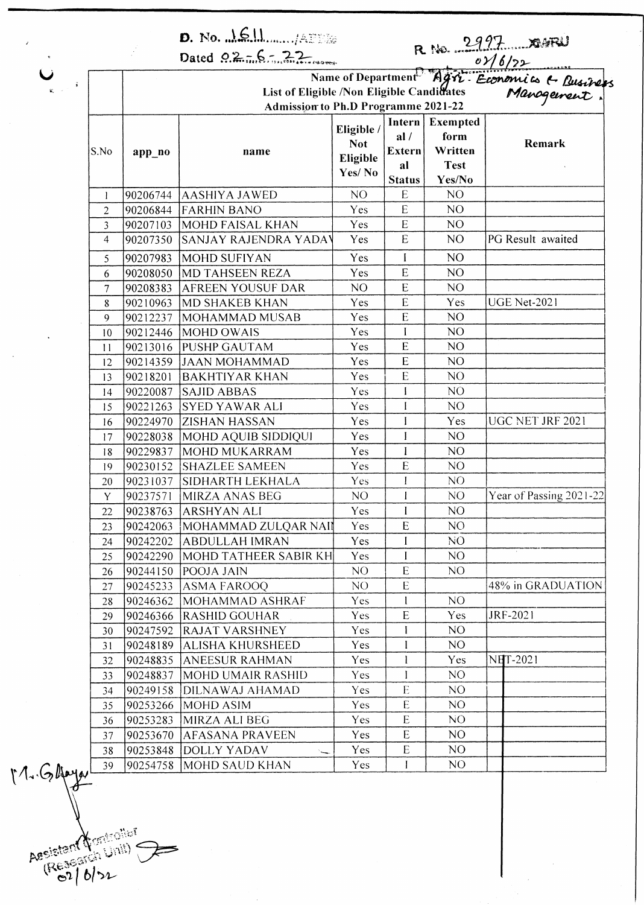D. No. 1611 /

Dated 02-6-22

R No. 2997

02/6/22

Name of Department Agri. Economics & Business Management.

List of Eligible /Non Eligible Candidates

Admission to Ph.D Programme 2021-22

| S.No | app_no | name | Eligible / Not Eligible Yes/ No | Internal / External Status | Exempted form Written Test Yes/No | Remark |
|---|---|---|---|---|---|---|
| 1 | 90206744 | AASHIYA JAWED | NO | E | NO | |
| 2 | 90206844 | FARHIN BANO | Yes | E | NO | |
| 3 | 90207103 | MOHD FAISAL KHAN | Yes | E | NO | |
| 4 | 90207350 | SANJAY RAJENDRA YADAV | Yes | E | NO | PG Result awaited |
| 5 | 90207983 | MOHD SUFIYAN | Yes | I | NO | |
| 6 | 90208050 | MD TAHSEEN REZA | Yes | E | NO | |
| 7 | 90208383 | AFREEN YOUSUF DAR | NO | E | NO | |
| 8 | 90210963 | MD SHAKEB KHAN | Yes | E | Yes | UGE Net-2021 |
| 9 | 90212237 | MOHAMMAD MUSAB | Yes | E | NO | |
| 10 | 90212446 | MOHD OWAIS | Yes | I | NO | |
| 11 | 90213016 | PUSHP GAUTAM | Yes | E | NO | |
| 12 | 90214359 | JAAN MOHAMMAD | Yes | E | NO | |
| 13 | 90218201 | BAKHTIYAR KHAN | Yes | E | NO | |
| 14 | 90220087 | SAJID ABBAS | Yes | I | NO | |
| 15 | 90221263 | SYED YAWAR ALI | Yes | I | NO | |
| 16 | 90224970 | ZISHAN HASSAN | Yes | I | Yes | UGC NET JRF 2021 |
| 17 | 90228038 | MOHD AQUIB SIDDIQUI | Yes | I | NO | |
| 18 | 90229837 | MOHD MUKARRAM | Yes | I | NO | |
| 19 | 90230152 | SHAZLEE SAMEEN | Yes | E | NO | |
| 20 | 90231037 | SIDHARTH LEKHALA | Yes | I | NO | |
| Y | 90237571 | MIRZA ANAS BEG | NO | I | NO | Year of Passing 2021-22 |
| 22 | 90238763 | ARSHYAN ALI | Yes | I | NO | |
| 23 | 90242063 | MOHAMMAD ZULQAR NAI | Yes | E | NO | |
| 24 | 90242202 | ABDULLAH IMRAN | Yes | I | NO | |
| 25 | 90242290 | MOHD TATHEER SABIR KH | Yes | I | NO | |
| 26 | 90244150 | POOJA JAIN | NO | E | NO | |
| 27 | 90245233 | ASMA FAROOQ | NO | E | | 48% in GRADUATION |
| 28 | 90246362 | MOHAMMAD ASHRAF | Yes | I | NO | |
| 29 | 90246366 | RASHID GOUHAR | Yes | E | Yes | JRF-2021 |
| 30 | 90247592 | RAJAT VARSHNEY | Yes | I | NO | |
| 31 | 90248189 | ALISHA KHURSHEED | Yes | I | NO | |
| 32 | 90248835 | ANEESUR RAHMAN | Yes | I | Yes | NET-2021 |
| 33 | 90248837 | MOHD UMAIR RASHID | Yes | I | NO | |
| 34 | 90249158 | DILNAWAJ AHAMAD | Yes | E | NO | |
| 35 | 90253266 | MOHD ASIM | Yes | E | NO | |
| 36 | 90253283 | MIRZA ALI BEG | Yes | E | NO | |
| 37 | 90253670 | AFASANA PRAVEEN | Yes | E | NO | |
| 38 | 90253848 | DOLLY YADAV | Yes | E | NO | |
| 39 | 90254758 | MOHD SAUD KHAN | Yes | I | NO | |

M. G. Alaya

Assistant Controller (Research Unit)

02/6/22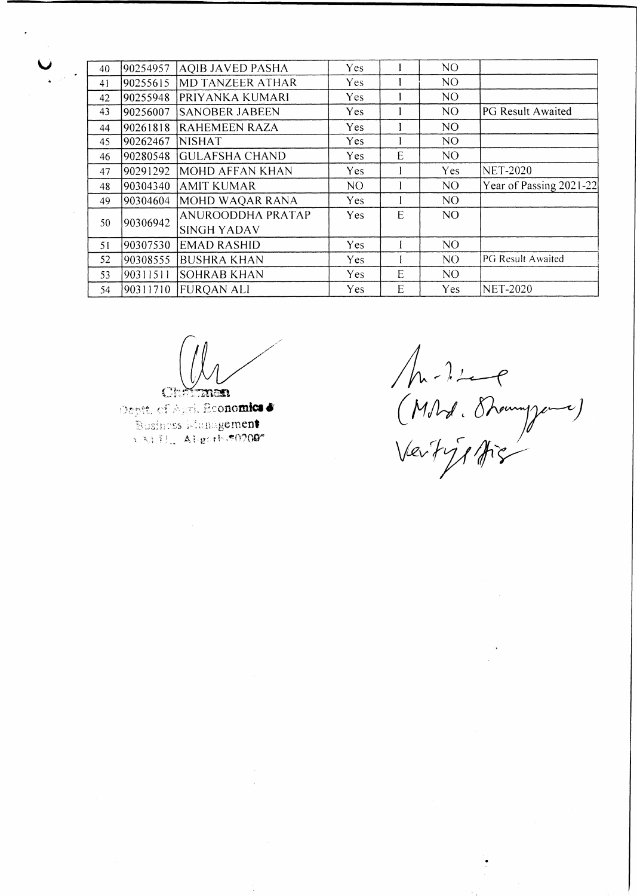| 40 | 90254957 | AQIB JAVED PASHA | Yes | I | NO | |
|---|---|---|---|---|---|---|
| 41 | 90255615 | MD TANZEER ATHAR | Yes | I | NO | |
| 42 | 90255948 | PRIYANKA KUMARI | Yes | I | NO | |
| 43 | 90256007 | SANOBER JABEEN | Yes | I | NO | PG Result Awaited |
| 44 | 90261818 | RAHEMEEN RAZA | Yes | I | NO | |
| 45 | 90262467 | NISHAT | Yes | I | NO | |
| 46 | 90280548 | GULAFSHA CHAND | Yes | E | NO | |
| 47 | 90291292 | MOHD AFFAN KHAN | Yes | I | Yes | NET-2020 |
| 48 | 90304340 | AMIT KUMAR | NO | I | NO | Year of Passing 2021-22 |
| 49 | 90304604 | MOHD WAQAR RANA | Yes | I | NO | |
| 50 | 90306942 | ANUROODDHA PRATAP SINGH YADAV | Yes | E | NO | |
| 51 | 90307530 | EMAD RASHID | Yes | I | NO | |
| 52 | 90308555 | BUSHRA KHAN | Yes | I | NO | PG Result Awaited |
| 53 | 90311511 | SOHRAB KHAN | Yes | E | NO | |
| 54 | 90311710 | FURQAN ALI | Yes | E | Yes | NET-2020 |

Chairman
Deptt. of Agri. Economics & Business Management
A.M.U., Aligarh-202002

(Mohd. Shamyan)
Verifying